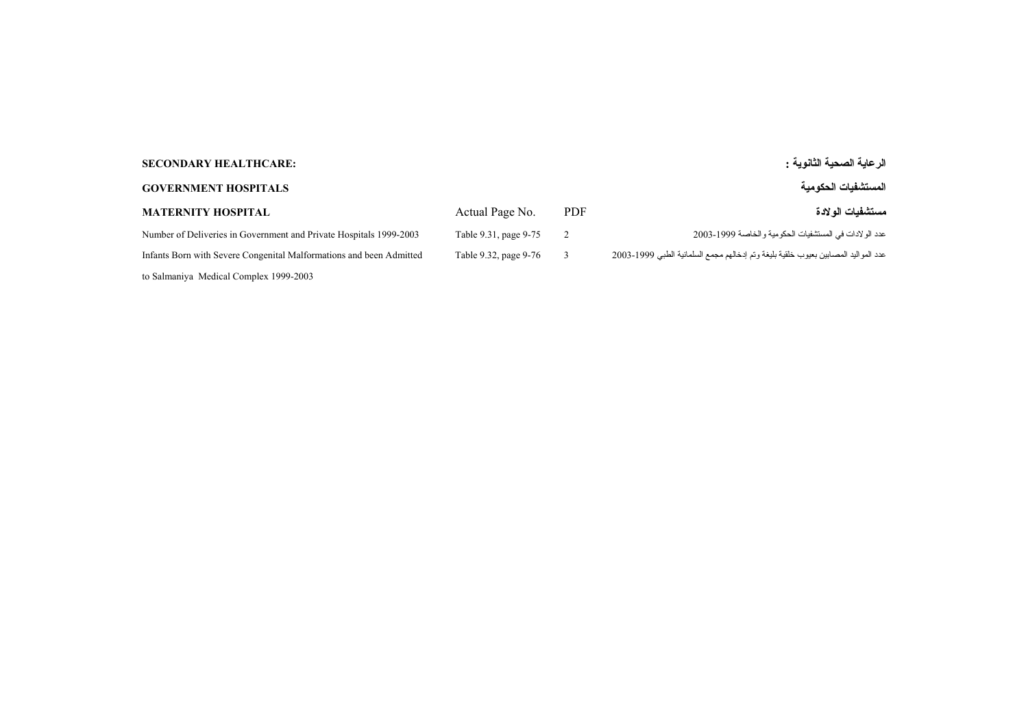**SECONDARY HEALTHCARE:** | **الرعاية الصحية الثانوية :**

**GOVERNMENT HOSPITALS** | **المستشفيات الحكومية**

| **MATERNITY HOSPITAL** | Actual Page No. | PDF | **مستشفيات الولادة** |
|---|---|---|---|
| Number of Deliveries in Government and Private Hospitals 1999-2003 | Table 9.31, page 9-75 | 2 | عدد الولادات في المستشفيات الحكومية والخاصة 1999-2003 |
| Infants Born with Severe Congenital Malformations and been Admitted to Salmaniya Medical Complex 1999-2003 | Table 9.32, page 9-76 | 3 | عدد المواليد المصابين بعيوب خلقية بليغة وتم إدخالهم مجمع السلمانية الطبي 1999-2003 |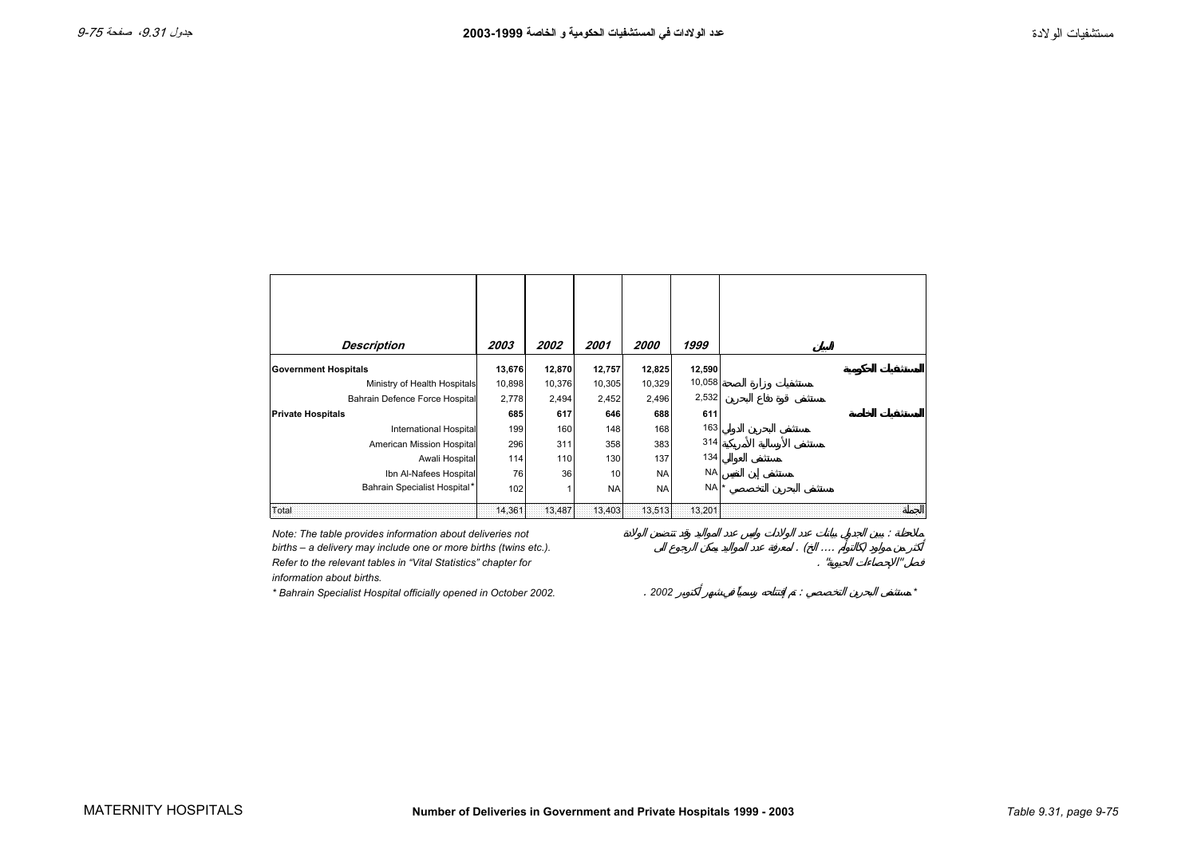# Number of Deliveries in Government and Private Hospitals 1999 - 2003

# عدد الولادات في المستشفيات الحكومية و الخاصة 1999-2003

| Description | 2003 | 2002 | 2001 | 2000 | 1999 | البيان |
|---|---|---|---|---|---|---|
| **Government Hospitals** | **13,676** | **12,870** | **12,757** | **12,825** | **12,590** | **المستشفيات الحكومية** |
| Ministry of Health Hospitals | 10,898 | 10,376 | 10,305 | 10,329 | 10,058 | مستشفيات وزارة الصحة |
| Bahrain Defence Force Hospital | 2,778 | 2,494 | 2,452 | 2,496 | 2,532 | مستشفى قوة دفاع البحرين |
| **Private Hospitals** | **685** | **617** | **646** | **688** | **611** | **المستشفيات الخاصة** |
| International Hospital | 199 | 160 | 148 | 168 | 163 | مستشفى البحرين الدولي |
| American Mission Hospital | 296 | 311 | 358 | 383 | 314 | مستشفى الإرسالية الأمريكية |
| Awali Hospital | 114 | 110 | 130 | 137 | 134 | مستشفى العوالي |
| Ibn Al-Nafees Hospital | 76 | 36 | 10 | NA | NA | مستشفى إبن النفيس |
| Bahrain Specialist Hospital* | 102 | 1 | NA | NA | NA | مستشفى البحرين التخصصي * |
| Total | 14,361 | 13,487 | 13,403 | 13,513 | 13,201 | الجملة |

*Note: The table provides information about deliveries not births – a delivery may include one or more births (twins etc.). Refer to the relevant tables in "Vital Statistics" chapter for information about births.*

*ملاحظة : يبين الجدول بيانات عدد الولادات وليس عدد المواليد وقد تتضمن الولادة أكثر من مولود (كالتوأم .... الخ) . لمعرفة عدد المواليد يمكن الرجوع الى فصل "الإحصاءات الحيوية" .*

*\* Bahrain Specialist Hospital officially opened in October 2002.*

*\* مستشفى البحرين التخصصي : تم إفتتاحه رسمياً في شهر أكتوبر 2002 .*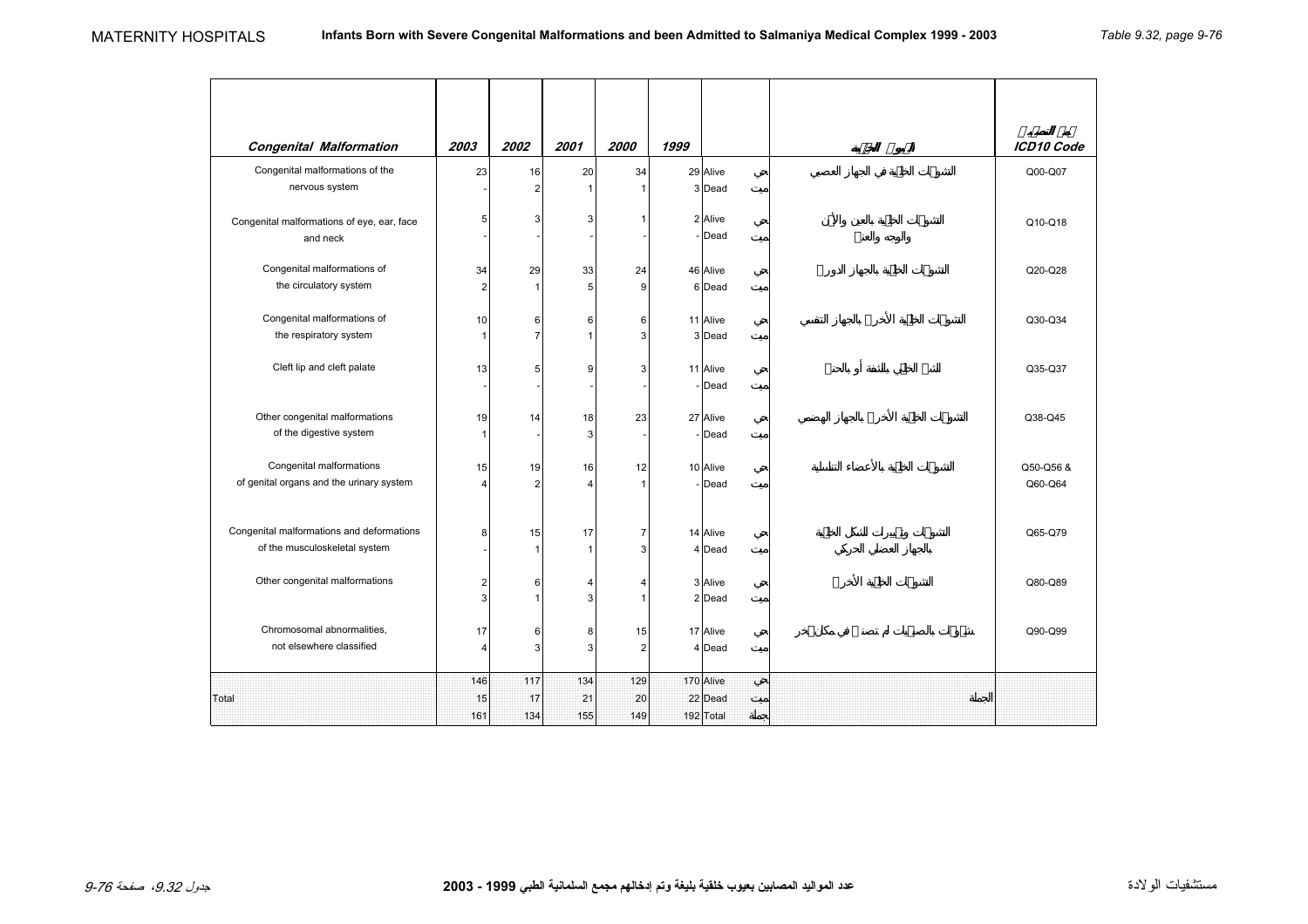# Infants Born with Severe Congenital Malformations and been Admitted to Salmaniya Medical Complex 1999 - 2003

| Congenital Malformation | 2003 | 2002 | 2001 | 2000 | 1999 | | | التشوهات الخلقية | رمز التصنيف الدولي ICD10 Code |
|---|---|---|---|---|---|---|---|---|---|
| Congenital malformations of the nervous system | 23 | 16 | 20 | 34 | 29 | Alive | حي | التشوهات الخلقية في الجهاز العصبي | Q00-Q07 |
| | - | 2 | 1 | 1 | 3 | Dead | ميت | | |
| Congenital malformations of eye, ear, face and neck | 5 | 3 | 3 | 1 | 2 | Alive | حي | التشوهات الخلقية بالعين والأذن والوجه والعنق | Q10-Q18 |
| | - | - | - | - | - | Dead | ميت | | |
| Congenital malformations of the circulatory system | 34 | 29 | 33 | 24 | 46 | Alive | حي | التشوهات الخلقية بالجهاز الدوري | Q20-Q28 |
| | 2 | 1 | 5 | 9 | 6 | Dead | ميت | | |
| Congenital malformations of the respiratory system | 10 | 6 | 6 | 6 | 11 | Alive | حي | التشوهات الخلقية الأخرى بالجهاز التنفسي | Q30-Q34 |
| | 1 | 7 | 1 | 3 | 3 | Dead | ميت | | |
| Cleft lip and cleft palate | 13 | 5 | 9 | 3 | 11 | Alive | حي | الشق الخلقي بالشفة أو بالحنك | Q35-Q37 |
| | - | - | - | - | - | Dead | ميت | | |
| Other congenital malformations of the digestive system | 19 | 14 | 18 | 23 | 27 | Alive | حي | التشوهات الخلقية الأخرى بالجهاز الهضمي | Q38-Q45 |
| | 1 | - | 3 | - | - | Dead | ميت | | |
| Congenital malformations of genital organs and the urinary system | 15 | 19 | 16 | 12 | 10 | Alive | حي | التشوهات الخلقية بالأعضاء التناسلية | Q50-Q56 & Q60-Q64 |
| | 4 | 2 | 4 | 1 | - | Dead | ميت | | |
| Congenital malformations and deformations of the musculoskeletal system | 8 | 15 | 17 | 7 | 14 | Alive | حي | التشوهات وتغييرات الشكل الخلقية بالجهاز العضلي الحركي | Q65-Q79 |
| | - | 1 | 1 | 3 | 4 | Dead | ميت | | |
| Other congenital malformations | 2 | 6 | 4 | 4 | 3 | Alive | حي | التشوهات الخلقية الأخرى | Q80-Q89 |
| | 3 | 1 | 3 | 1 | 2 | Dead | ميت | | |
| Chromosomal abnormalities, not elsewhere classified | 17 | 6 | 8 | 15 | 17 | Alive | حي | شذوذات بالصبغيات لم تصنف في مكان آخر | Q90-Q99 |
| | 4 | 3 | 3 | 2 | 4 | Dead | ميت | | |
| Total | 146 | 117 | 134 | 129 | 170 | Alive | حي | الجملة | |
| | 15 | 17 | 21 | 20 | 22 | Dead | ميت | | |
| | 161 | 134 | 155 | 149 | 192 | Total | جملة | | |